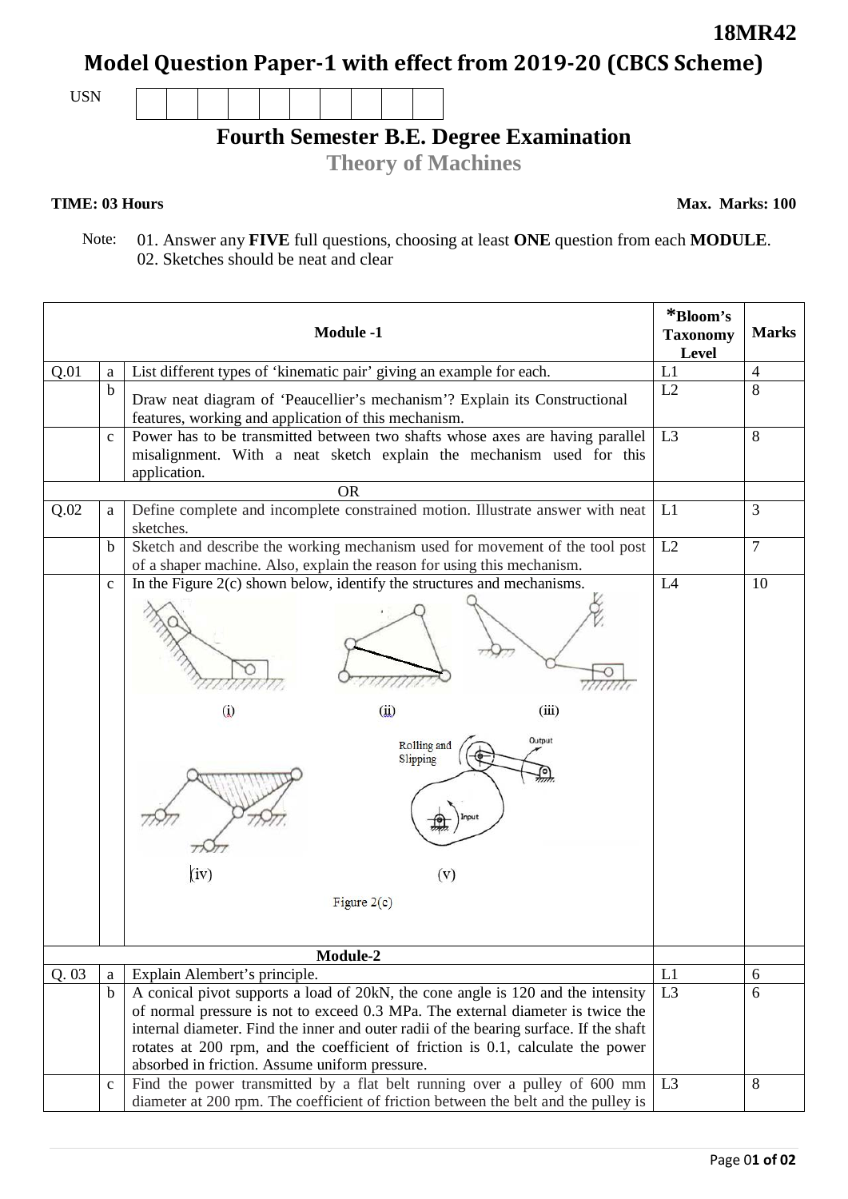**18MR42**

# Model Question Paper-1 with effect from 2019-20 (CBCS Scheme)

USN

## Fourth Semester B.E. Degree Examination

### Theory of Machines

**TIME: 03 Hours** **Max. Marks: 100**

Note: 01. Answer any **FIVE** full questions, choosing at least **ONE** question from each **MODULE**.
02. Sketches should be neat and clear

| | | **Module -1** | ***Bloom's Taxonomy Level** | **Marks** |
|---|---|---|---|---|
| Q.01 | a | List different types of 'kinematic pair' giving an example for each. | L1 | 4 |
| | b | Draw neat diagram of 'Peaucellier's mechanism'? Explain its Constructional features, working and application of this mechanism. | L2 | 8 |
| | c | Power has to be transmitted between two shafts whose axes are having parallel misalignment. With a neat sketch explain the mechanism used for this application. | L3 | 8 |
| | | OR | | |
| Q.02 | a | Define complete and incomplete constrained motion. Illustrate answer with neat sketches. | L1 | 3 |
| | b | Sketch and describe the working mechanism used for movement of the tool post of a shaper machine. Also, explain the reason for using this mechanism. | L2 | 7 |
| | c | In the Figure 2(c) shown below, identify the structures and mechanisms. (i) (ii) (iii) (iv) (v) Figure 2(c) | L4 | 10 |
| | | **Module-2** | | |
| Q. 03 | a | Explain Alembert's principle. | L1 | 6 |
| | b | A conical pivot supports a load of 20kN, the cone angle is 120 and the intensity of normal pressure is not to exceed 0.3 MPa. The external diameter is twice the internal diameter. Find the inner and outer radii of the bearing surface. If the shaft rotates at 200 rpm, and the coefficient of friction is 0.1, calculate the power absorbed in friction. Assume uniform pressure. | L3 | 6 |
| | c | Find the power transmitted by a flat belt running over a pulley of 600 mm diameter at 200 rpm. The coefficient of friction between the belt and the pulley is | L3 | 8 |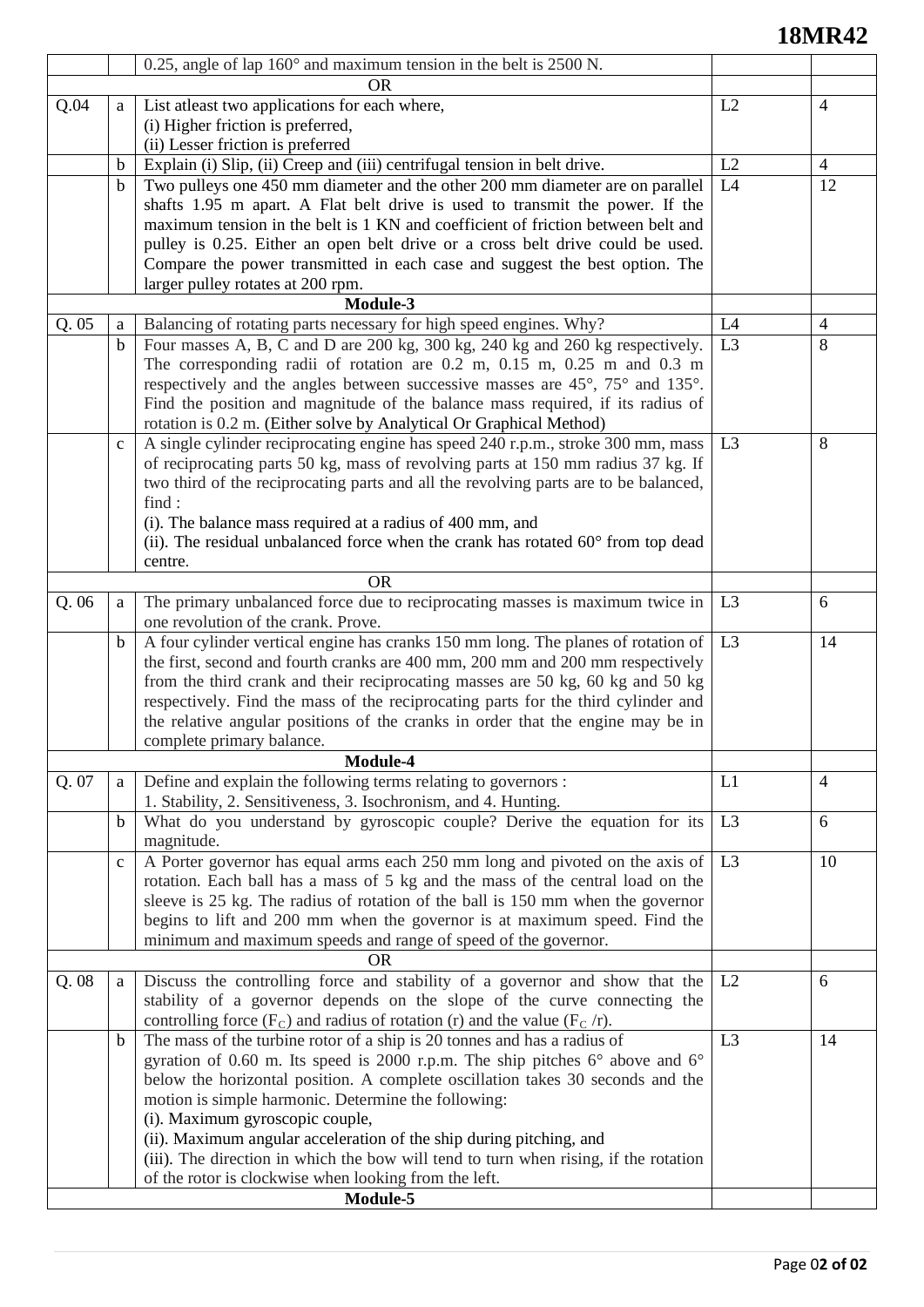| | | | | |
|---|---|---|---|---|
| | | 0.25, angle of lap 160° and maximum tension in the belt is 2500 N. | | |
| | | **OR** | | |
| Q.04 | a | List atleast two applications for each where,<br>(i) Higher friction is preferred,<br>(ii) Lesser friction is preferred | L2 | 4 |
| | b | Explain (i) Slip, (ii) Creep and (iii) centrifugal tension in belt drive. | L2 | 4 |
| | b | Two pulleys one 450 mm diameter and the other 200 mm diameter are on parallel shafts 1.95 m apart. A Flat belt drive is used to transmit the power. If the maximum tension in the belt is 1 KN and coefficient of friction between belt and pulley is 0.25. Either an open belt drive or a cross belt drive could be used. Compare the power transmitted in each case and suggest the best option. The larger pulley rotates at 200 rpm. | L4 | 12 |
| | | **Module-3** | | |
| Q. 05 | a | Balancing of rotating parts necessary for high speed engines. Why? | L4 | 4 |
| | b | Four masses A, B, C and D are 200 kg, 300 kg, 240 kg and 260 kg respectively. The corresponding radii of rotation are 0.2 m, 0.15 m, 0.25 m and 0.3 m respectively and the angles between successive masses are 45°, 75° and 135°. Find the position and magnitude of the balance mass required, if its radius of rotation is 0.2 m. (Either solve by Analytical Or Graphical Method) | L3 | 8 |
| | c | A single cylinder reciprocating engine has speed 240 r.p.m., stroke 300 mm, mass of reciprocating parts 50 kg, mass of revolving parts at 150 mm radius 37 kg. If two third of the reciprocating parts and all the revolving parts are to be balanced, find :<br>(i). The balance mass required at a radius of 400 mm, and<br>(ii). The residual unbalanced force when the crank has rotated 60° from top dead centre. | L3 | 8 |
| | | **OR** | | |
| Q. 06 | a | The primary unbalanced force due to reciprocating masses is maximum twice in one revolution of the crank. Prove. | L3 | 6 |
| | b | A four cylinder vertical engine has cranks 150 mm long. The planes of rotation of the first, second and fourth cranks are 400 mm, 200 mm and 200 mm respectively from the third crank and their reciprocating masses are 50 kg, 60 kg and 50 kg respectively. Find the mass of the reciprocating parts for the third cylinder and the relative angular positions of the cranks in order that the engine may be in complete primary balance. | L3 | 14 |
| | | **Module-4** | | |
| Q. 07 | a | Define and explain the following terms relating to governors :<br>1. Stability, 2. Sensitiveness, 3. Isochronism, and 4. Hunting. | L1 | 4 |
| | b | What do you understand by gyroscopic couple? Derive the equation for its magnitude. | L3 | 6 |
| | c | A Porter governor has equal arms each 250 mm long and pivoted on the axis of rotation. Each ball has a mass of 5 kg and the mass of the central load on the sleeve is 25 kg. The radius of rotation of the ball is 150 mm when the governor begins to lift and 200 mm when the governor is at maximum speed. Find the minimum and maximum speeds and range of speed of the governor. | L3 | 10 |
| | | **OR** | | |
| Q. 08 | a | Discuss the controlling force and stability of a governor and show that the stability of a governor depends on the slope of the curve connecting the controlling force ($F_C$) and radius of rotation (r) and the value ($F_C$ /r). | L2 | 6 |
| | b | The mass of the turbine rotor of a ship is 20 tonnes and has a radius of gyration of 0.60 m. Its speed is 2000 r.p.m. The ship pitches 6° above and 6° below the horizontal position. A complete oscillation takes 30 seconds and the motion is simple harmonic. Determine the following:<br>(i). Maximum gyroscopic couple,<br>(ii). Maximum angular acceleration of the ship during pitching, and<br>(iii). The direction in which the bow will tend to turn when rising, if the rotation of the rotor is clockwise when looking from the left. | L3 | 14 |
| | | **Module-5** | | |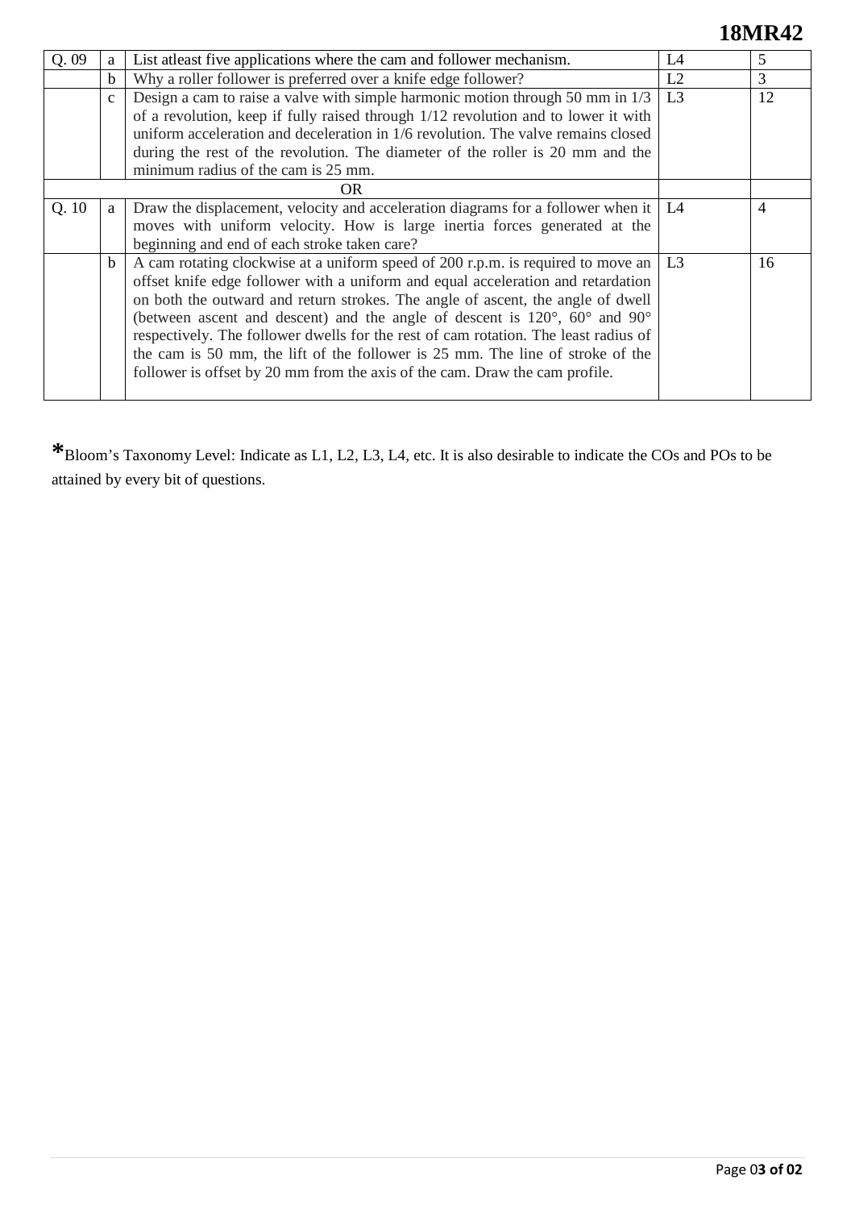| | | | | |
|---|---|---|---|---|
| Q. 09 | a | List atleast five applications where the cam and follower mechanism. | L4 | 5 |
| | b | Why a roller follower is preferred over a knife edge follower? | L2 | 3 |
| | c | Design a cam to raise a valve with simple harmonic motion through 50 mm in 1/3 of a revolution, keep if fully raised through 1/12 revolution and to lower it with uniform acceleration and deceleration in 1/6 revolution. The valve remains closed during the rest of the revolution. The diameter of the roller is 20 mm and the minimum radius of the cam is 25 mm. | L3 | 12 |
| | | OR | | |
| Q. 10 | a | Draw the displacement, velocity and acceleration diagrams for a follower when it moves with uniform velocity. How is large inertia forces generated at the beginning and end of each stroke taken care? | L4 | 4 |
| | b | A cam rotating clockwise at a uniform speed of 200 r.p.m. is required to move an offset knife edge follower with a uniform and equal acceleration and retardation on both the outward and return strokes. The angle of ascent, the angle of dwell (between ascent and descent) and the angle of descent is 120°, 60° and 90° respectively. The follower dwells for the rest of cam rotation. The least radius of the cam is 50 mm, the lift of the follower is 25 mm. The line of stroke of the follower is offset by 20 mm from the axis of the cam. Draw the cam profile. | L3 | 16 |

*Bloom's Taxonomy Level: Indicate as L1, L2, L3, L4, etc. It is also desirable to indicate the COs and POs to be attained by every bit of questions.